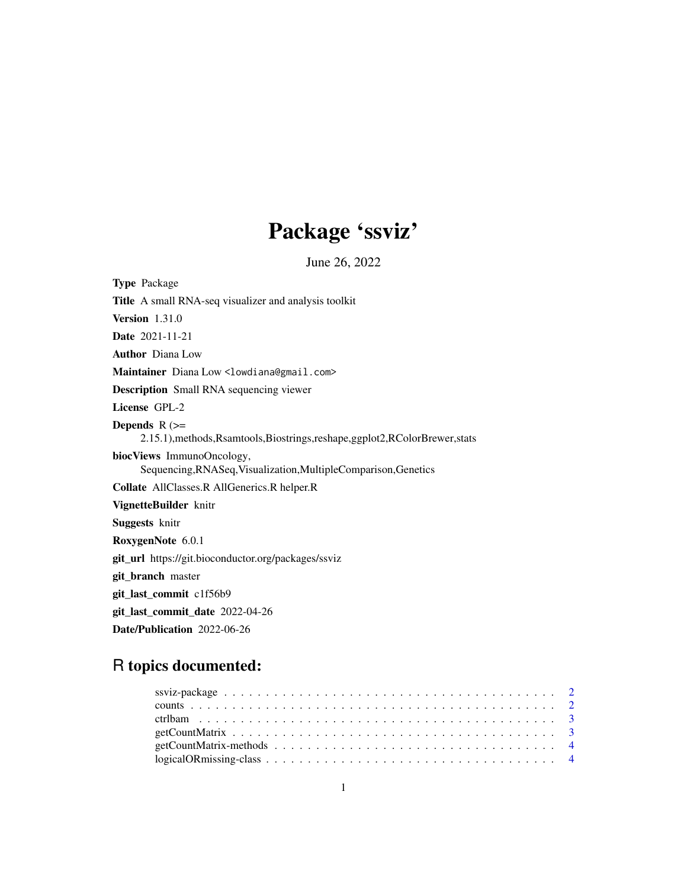# Package 'ssviz'

June 26, 2022

**Type** Package

**Title** A small RNA-seq visualizer and analysis toolkit

**Version** 1.31.0

**Date** 2021-11-21

**Author** Diana Low

**Maintainer** Diana Low <lowdiana@gmail.com>

**Description** Small RNA sequencing viewer

**License** GPL-2

**Depends** R (>= 2.15.1),methods,Rsamtools,Biostrings,reshape,ggplot2,RColorBrewer,stats

**biocViews** ImmunoOncology, Sequencing,RNASeq,Visualization,MultipleComparison,Genetics

**Collate** AllClasses.R AllGenerics.R helper.R

**VignetteBuilder** knitr

**Suggests** knitr

**RoxygenNote** 6.0.1

**git_url** https://git.bioconductor.org/packages/ssviz

**git_branch** master

**git_last_commit** c1f56b9

**git_last_commit_date** 2022-04-26

**Date/Publication** 2022-06-26

## R topics documented:

- ssviz-package . . . . . . . . . . . . . . . . . . . . . . . . . . . . . . . . . . . . . . . 2
- counts . . . . . . . . . . . . . . . . . . . . . . . . . . . . . . . . . . . . . . . . . . . 2
- ctrlbam . . . . . . . . . . . . . . . . . . . . . . . . . . . . . . . . . . . . . . . . . . 3
- getCountMatrix . . . . . . . . . . . . . . . . . . . . . . . . . . . . . . . . . . . . . . 3
- getCountMatrix-methods . . . . . . . . . . . . . . . . . . . . . . . . . . . . . . . . . 4
- logicalORmissing-class . . . . . . . . . . . . . . . . . . . . . . . . . . . . . . . . . . 4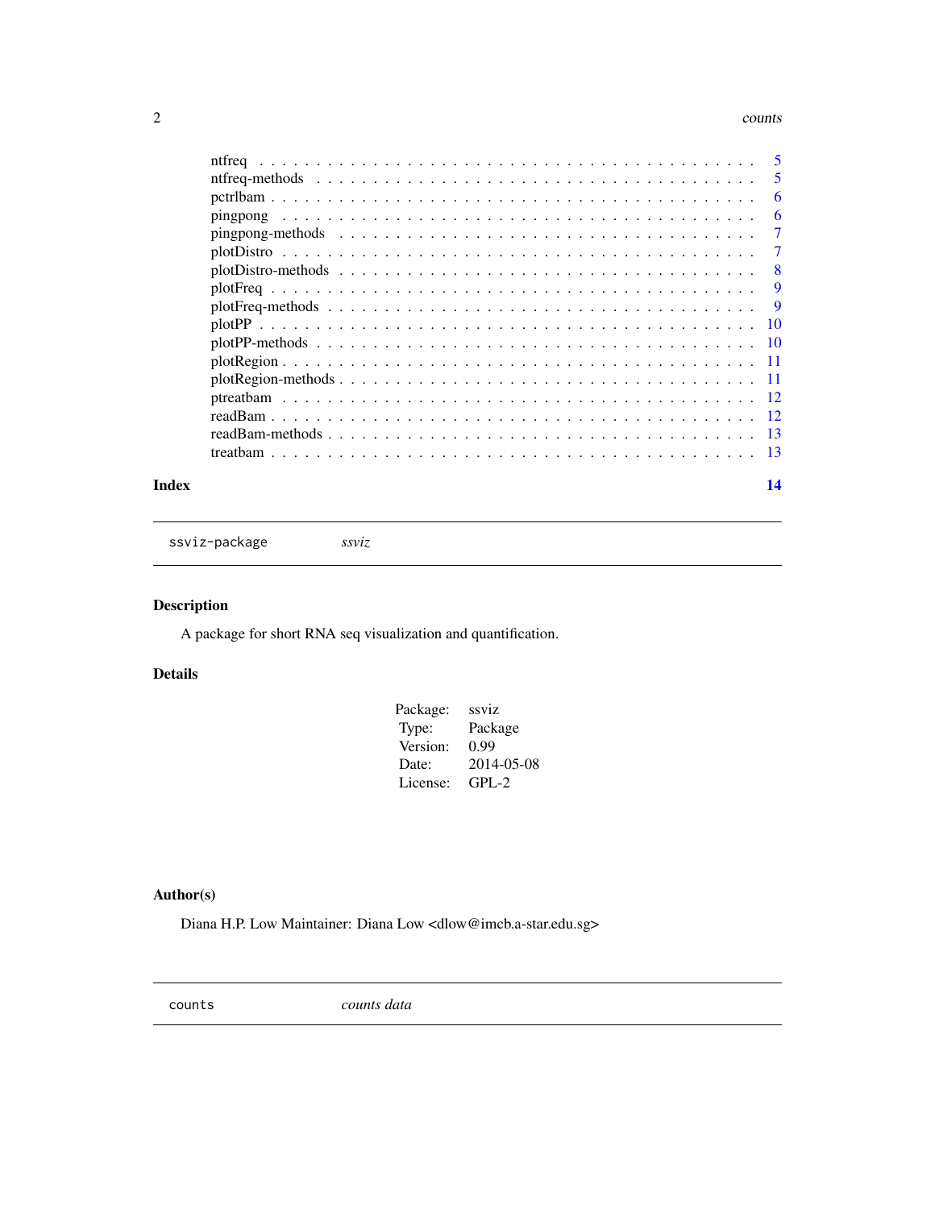ntfreq . . . . . . . . . . . . . . . . . . . . . . . . . . . . . . . . . . . . . 5
ntfreq-methods . . . . . . . . . . . . . . . . . . . . . . . . . . . . . . . . . 5
pctrlbam . . . . . . . . . . . . . . . . . . . . . . . . . . . . . . . . . . . . 6
pingpong . . . . . . . . . . . . . . . . . . . . . . . . . . . . . . . . . . . . 6
pingpong-methods . . . . . . . . . . . . . . . . . . . . . . . . . . . . . . . 7
plotDistro . . . . . . . . . . . . . . . . . . . . . . . . . . . . . . . . . . . 7
plotDistro-methods . . . . . . . . . . . . . . . . . . . . . . . . . . . . . . 8
plotFreq . . . . . . . . . . . . . . . . . . . . . . . . . . . . . . . . . . . . 9
plotFreq-methods . . . . . . . . . . . . . . . . . . . . . . . . . . . . . . . 9
plotPP . . . . . . . . . . . . . . . . . . . . . . . . . . . . . . . . . . . . . 10
plotPP-methods . . . . . . . . . . . . . . . . . . . . . . . . . . . . . . . . 10
plotRegion . . . . . . . . . . . . . . . . . . . . . . . . . . . . . . . . . . . 11
plotRegion-methods . . . . . . . . . . . . . . . . . . . . . . . . . . . . . . 11
ptreatbam . . . . . . . . . . . . . . . . . . . . . . . . . . . . . . . . . . . 12
readBam . . . . . . . . . . . . . . . . . . . . . . . . . . . . . . . . . . . . 12
readBam-methods . . . . . . . . . . . . . . . . . . . . . . . . . . . . . . . . 13
treatbam . . . . . . . . . . . . . . . . . . . . . . . . . . . . . . . . . . . . 13

**Index** **14**

---

`ssviz-package` *ssviz*

---

### Description

A package for short RNA seq visualization and quantification.

### Details

| | |
|---|---|
| Package: | ssviz |
| Type: | Package |
| Version: | 0.99 |
| Date: | 2014-05-08 |
| License: | GPL-2 |

### Author(s)

Diana H.P. Low Maintainer: Diana Low <dlow@imcb.a-star.edu.sg>

---

`counts` *counts data*

---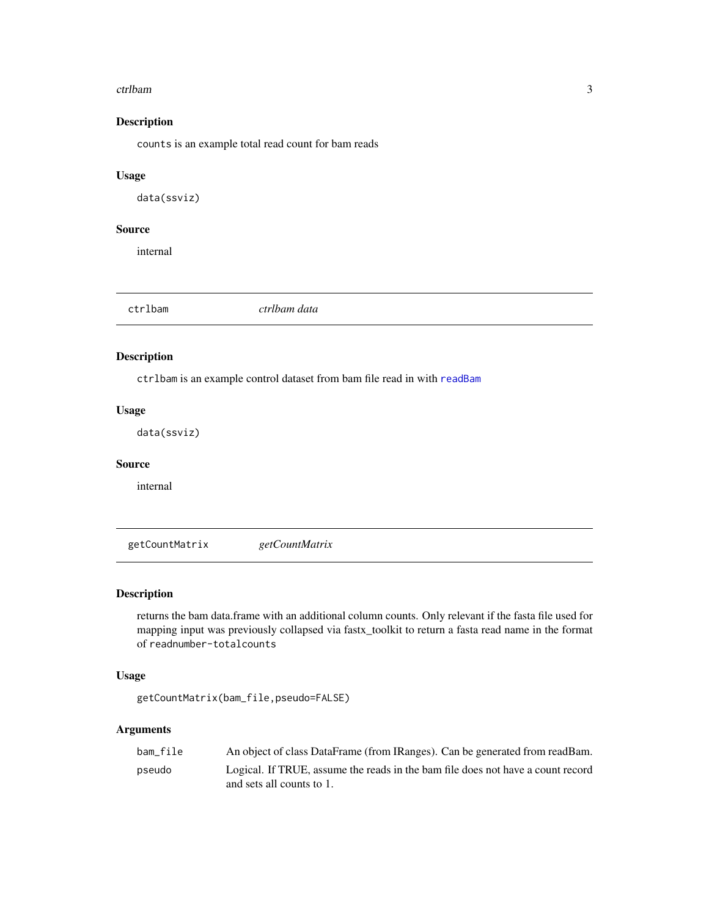### Description

`counts` is an example total read count for bam reads

### Usage

```
data(ssviz)
```

### Source

internal

---

## ctrlbam — *ctrlbam data*

---

### Description

`ctrlbam` is an example control dataset from bam file read in with `readBam`

### Usage

```
data(ssviz)
```

### Source

internal

---

## getCountMatrix — *getCountMatrix*

---

### Description

returns the bam data.frame with an additional column counts. Only relevant if the fasta file used for mapping input was previously collapsed via fastx_toolkit to return a fasta read name in the format of `readnumber-totalcounts`

### Usage

```
getCountMatrix(bam_file,pseudo=FALSE)
```

### Arguments

| | |
|---|---|
| `bam_file` | An object of class DataFrame (from IRanges). Can be generated from readBam. |
| `pseudo` | Logical. If TRUE, assume the reads in the bam file does not have a count record and sets all counts to 1. |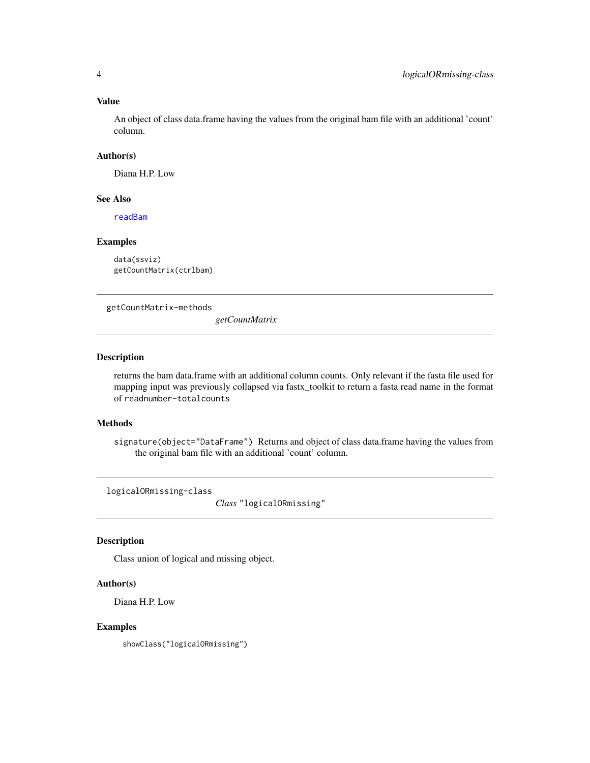### Value

An object of class data.frame having the values from the original bam file with an additional 'count' column.

### Author(s)

Diana H.P. Low

### See Also

readBam

### Examples

```
data(ssviz)
getCountMatrix(ctrlbam)
```

---

## getCountMatrix-methods *getCountMatrix*

---

### Description

returns the bam data.frame with an additional column counts. Only relevant if the fasta file used for mapping input was previously collapsed via fastx_toolkit to return a fasta read name in the format of `readnumber-totalcounts`

### Methods

`signature(object="DataFrame")` Returns and object of class data.frame having the values from the original bam file with an additional 'count' column.

---

## logicalORmissing-class *Class* "logicalORmissing"

---

### Description

Class union of logical and missing object.

### Author(s)

Diana H.P. Low

### Examples

```
showClass("logicalORmissing")
```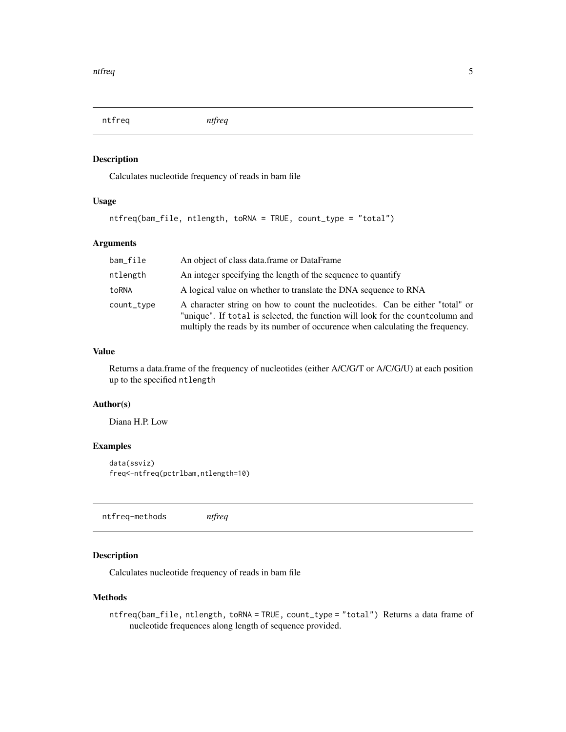## ntfreq *ntfreq*

### Description

Calculates nucleotide frequency of reads in bam file

### Usage

```
ntfreq(bam_file, ntlength, toRNA = TRUE, count_type = "total")
```

### Arguments

| | |
|---|---|
| bam_file | An object of class data.frame or DataFrame |
| ntlength | An integer specifying the length of the sequence to quantify |
| toRNA | A logical value on whether to translate the DNA sequence to RNA |
| count_type | A character string on how to count the nucleotides. Can be either "total" or "unique". If `total` is selected, the function will look for the `countcolumn` and multiply the reads by its number of occurence when calculating the frequency. |

### Value

Returns a data.frame of the frequency of nucleotides (either A/C/G/T or A/C/G/U) at each position up to the specified `ntlength`

### Author(s)

Diana H.P. Low

### Examples

```
data(ssviz)
freq<-ntfreq(pctrlbam,ntlength=10)
```

## ntfreq-methods *ntfreq*

### Description

Calculates nucleotide frequency of reads in bam file

### Methods

`ntfreq(bam_file, ntlength, toRNA = TRUE, count_type = "total")` Returns a data frame of nucleotide frequences along length of sequence provided.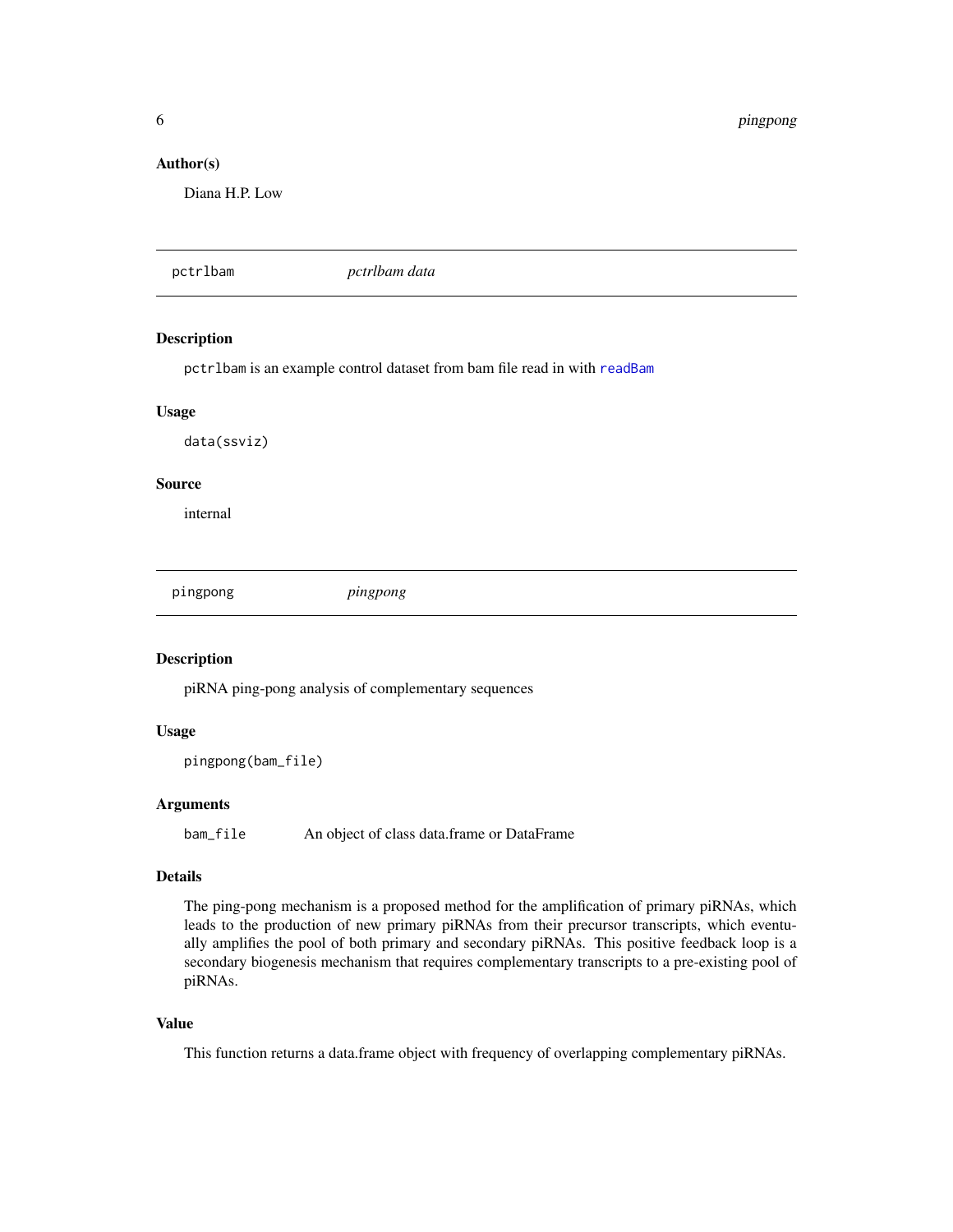### Author(s)

Diana H.P. Low

---

## pctrlbam *pctrlbam data*

---

### Description

pctrlbam is an example control dataset from bam file read in with readBam

### Usage

```
data(ssviz)
```

### Source

internal

---

## pingpong *pingpong*

---

### Description

piRNA ping-pong analysis of complementary sequences

### Usage

```
pingpong(bam_file)
```

### Arguments

| | |
|---|---|
| bam_file | An object of class data.frame or DataFrame |

### Details

The ping-pong mechanism is a proposed method for the amplification of primary piRNAs, which leads to the production of new primary piRNAs from their precursor transcripts, which eventually amplifies the pool of both primary and secondary piRNAs. This positive feedback loop is a secondary biogenesis mechanism that requires complementary transcripts to a pre-existing pool of piRNAs.

### Value

This function returns a data.frame object with frequency of overlapping complementary piRNAs.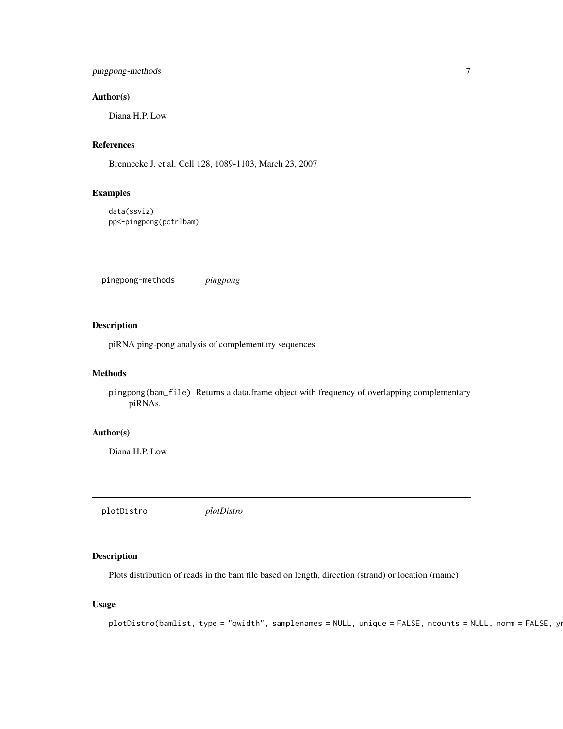## Author(s)

Diana H.P. Low

## References

Brennecke J. et al. Cell 128, 1089-1103, March 23, 2007

## Examples

```
data(ssviz)
pp<-pingpong(pctrlbam)
```

---

# pingpong-methods *pingpong*

---

## Description

piRNA ping-pong analysis of complementary sequences

## Methods

`pingpong(bam_file)` Returns a data.frame object with frequency of overlapping complementary piRNAs.

## Author(s)

Diana H.P. Low

---

# plotDistro *plotDistro*

---

## Description

Plots distribution of reads in the bam file based on length, direction (strand) or location (rname)

## Usage

```
plotDistro(bamlist, type = "qwidth", samplenames = NULL, unique = FALSE, ncounts = NULL, norm = FALSE, yr
```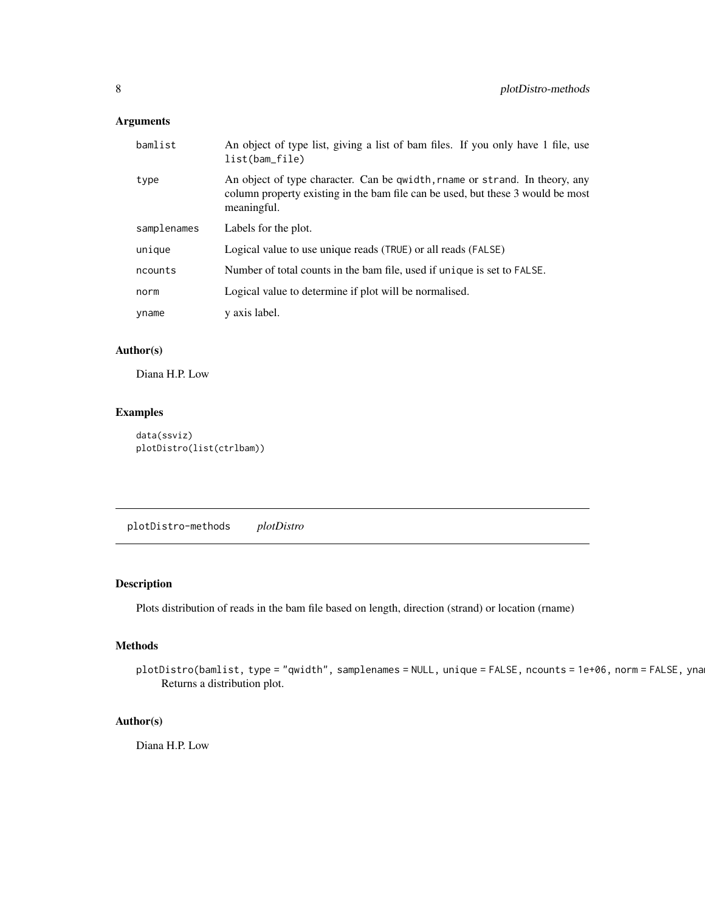### Arguments

| | |
|---|---|
| `bamlist` | An object of type list, giving a list of bam files. If you only have 1 file, use `list(bam_file)` |
| `type` | An object of type character. Can be `qwidth`, `rname` or `strand`. In theory, any column property existing in the bam file can be used, but these 3 would be most meaningful. |
| `samplenames` | Labels for the plot. |
| `unique` | Logical value to use unique reads (`TRUE`) or all reads (`FALSE`) |
| `ncounts` | Number of total counts in the bam file, used if `unique` is set to `FALSE`. |
| `norm` | Logical value to determine if plot will be normalised. |
| `yname` | y axis label. |

### Author(s)

Diana H.P. Low

### Examples

```
data(ssviz)
plotDistro(list(ctrlbam))
```

---

## plotDistro-methods *plotDistro*

---

### Description

Plots distribution of reads in the bam file based on length, direction (strand) or location (rname)

### Methods

```
plotDistro(bamlist, type = "qwidth", samplenames = NULL, unique = FALSE, ncounts = 1e+06, norm = FALSE, ynam
```

Returns a distribution plot.

### Author(s)

Diana H.P. Low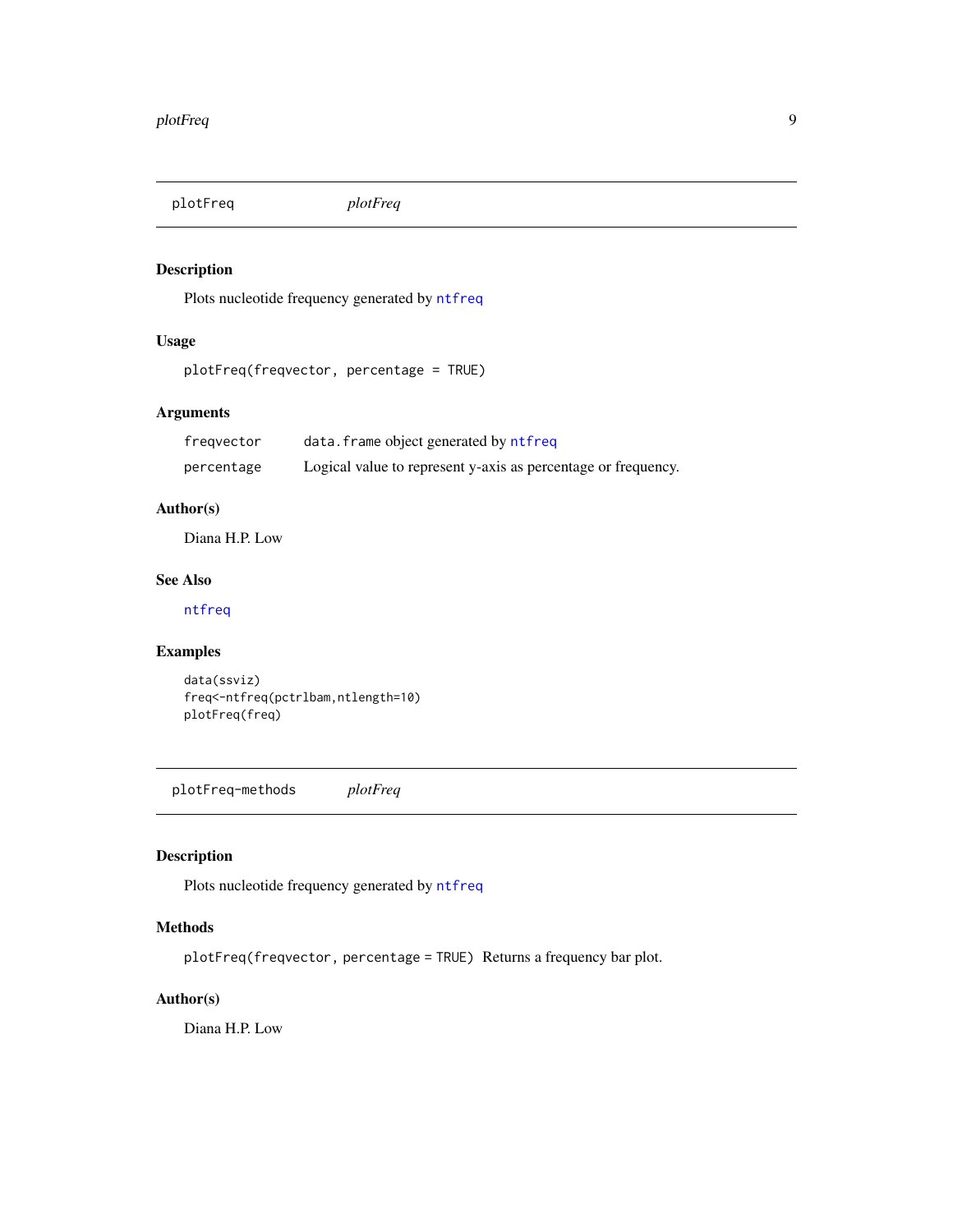## plotFreq *plotFreq*

### Description

Plots nucleotide frequency generated by `ntfreq`

### Usage

```
plotFreq(freqvector, percentage = TRUE)
```

### Arguments

| | |
|---|---|
| `freqvector` | `data.frame` object generated by `ntfreq` |
| `percentage` | Logical value to represent y-axis as percentage or frequency. |

### Author(s)

Diana H.P. Low

### See Also

`ntfreq`

### Examples

```
data(ssviz)
freq<-ntfreq(pctrlbam,ntlength=10)
plotFreq(freq)
```

## plotFreq-methods *plotFreq*

### Description

Plots nucleotide frequency generated by `ntfreq`

### Methods

`plotFreq(freqvector, percentage = TRUE)` Returns a frequency bar plot.

### Author(s)

Diana H.P. Low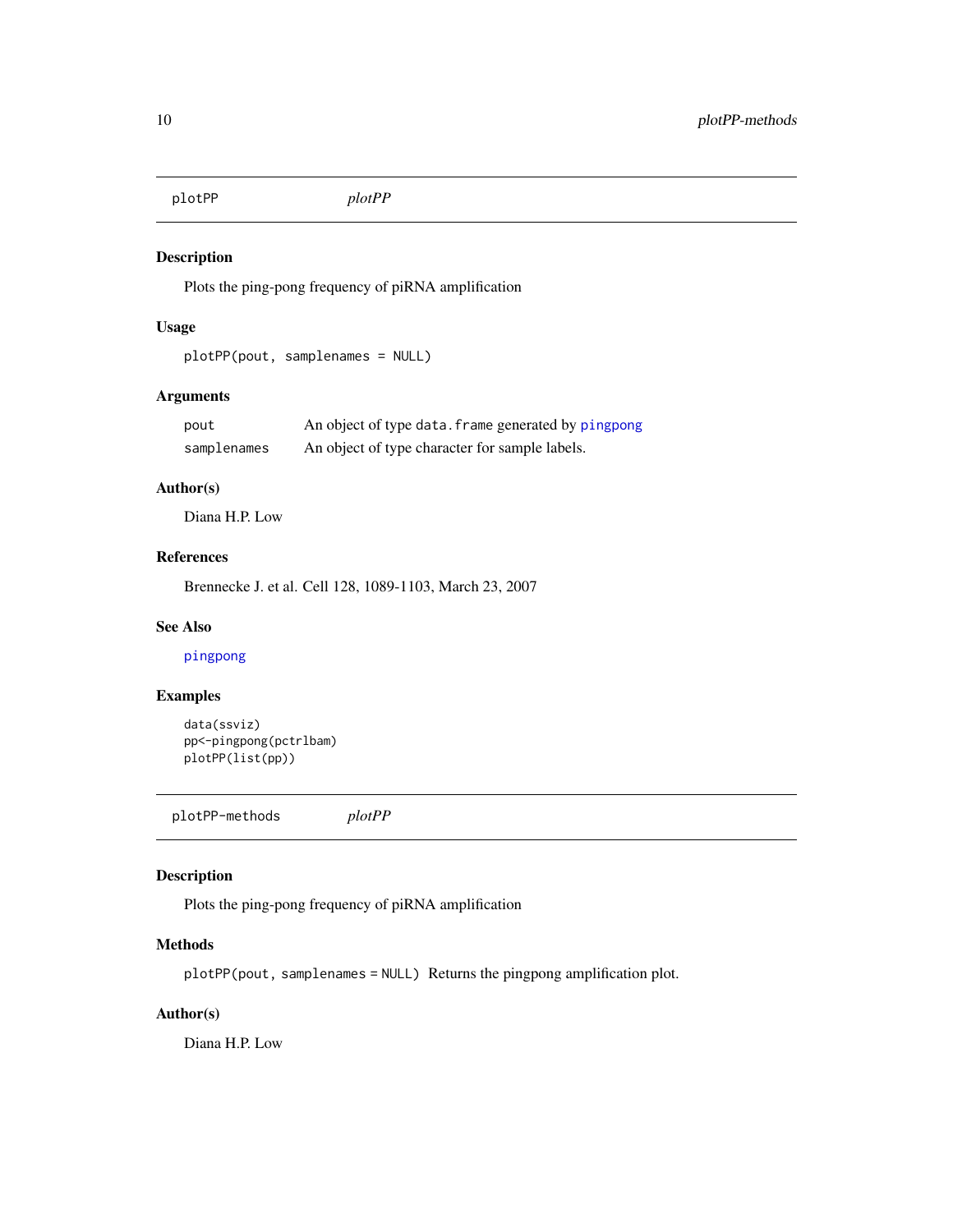## plotPP *plotPP*

### Description

Plots the ping-pong frequency of piRNA amplification

### Usage

```
plotPP(pout, samplenames = NULL)
```

### Arguments

| | |
|---|---|
| `pout` | An object of type `data.frame` generated by `pingpong` |
| `samplenames` | An object of type character for sample labels. |

### Author(s)

Diana H.P. Low

### References

Brennecke J. et al. Cell 128, 1089-1103, March 23, 2007

### See Also

`pingpong`

### Examples

```
data(ssviz)
pp<-pingpong(pctrlbam)
plotPP(list(pp))
```

## plotPP-methods *plotPP*

### Description

Plots the ping-pong frequency of piRNA amplification

### Methods

`plotPP(pout, samplenames = NULL)` Returns the pingpong amplification plot.

### Author(s)

Diana H.P. Low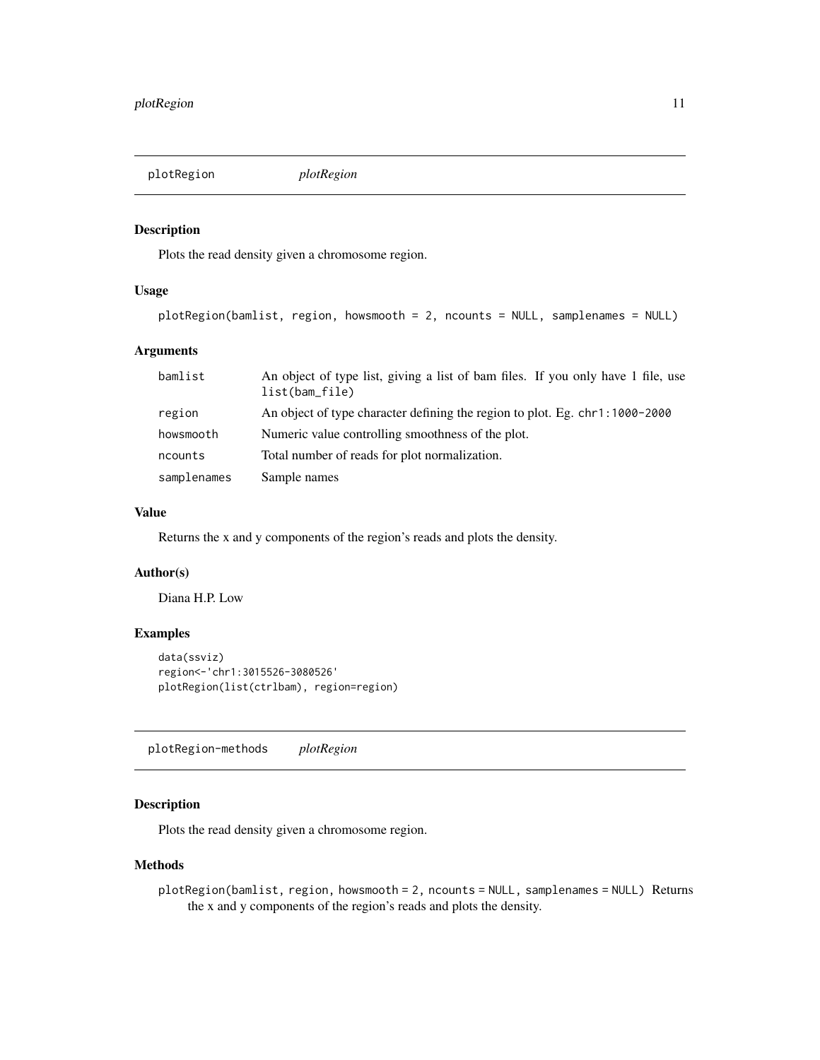## plotRegion *plotRegion*

### Description

Plots the read density given a chromosome region.

### Usage

```
plotRegion(bamlist, region, howsmooth = 2, ncounts = NULL, samplenames = NULL)
```

### Arguments

| | |
|---|---|
| `bamlist` | An object of type list, giving a list of bam files. If you only have 1 file, use `list(bam_file)` |
| `region` | An object of type character defining the region to plot. Eg. `chr1:1000-2000` |
| `howsmooth` | Numeric value controlling smoothness of the plot. |
| `ncounts` | Total number of reads for plot normalization. |
| `samplenames` | Sample names |

### Value

Returns the x and y components of the region's reads and plots the density.

### Author(s)

Diana H.P. Low

### Examples

```
data(ssviz)
region<-'chr1:3015526-3080526'
plotRegion(list(ctrlbam), region=region)
```

## plotRegion-methods *plotRegion*

### Description

Plots the read density given a chromosome region.

### Methods

`plotRegion(bamlist, region, howsmooth = 2, ncounts = NULL, samplenames = NULL)` Returns the x and y components of the region's reads and plots the density.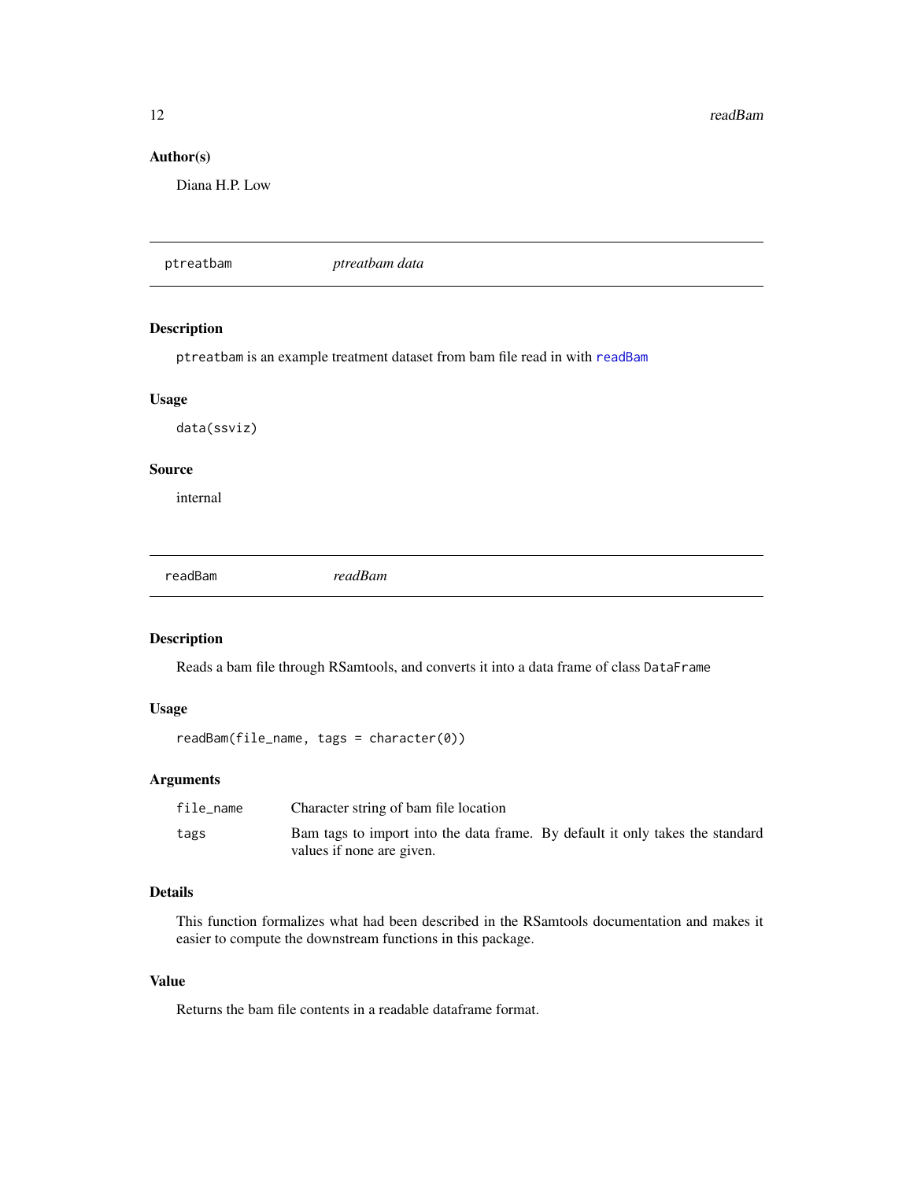### Author(s)

Diana H.P. Low

---

## ptreatbam *ptreatbam data*

### Description

`ptreatbam` is an example treatment dataset from bam file read in with `readBam`

### Usage

```
data(ssviz)
```

### Source

internal

---

## readBam *readBam*

### Description

Reads a bam file through RSamtools, and converts it into a data frame of class `DataFrame`

### Usage

```
readBam(file_name, tags = character(0))
```

### Arguments

| | |
|---|---|
| `file_name` | Character string of bam file location |
| `tags` | Bam tags to import into the data frame. By default it only takes the standard values if none are given. |

### Details

This function formalizes what had been described in the RSamtools documentation and makes it easier to compute the downstream functions in this package.

### Value

Returns the bam file contents in a readable dataframe format.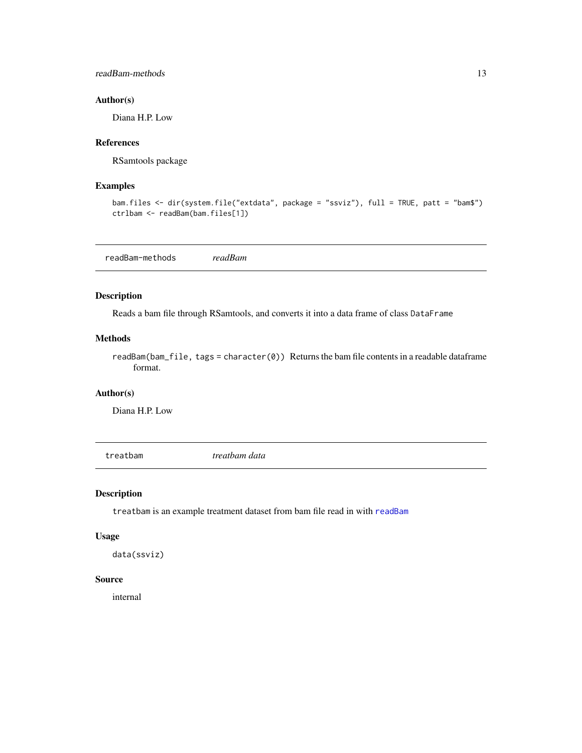### Author(s)

Diana H.P. Low

### References

RSamtools package

### Examples

```
bam.files <- dir(system.file("extdata", package = "ssviz"), full = TRUE, patt = "bam$")
ctrlbam <- readBam(bam.files[1])
```

---

## readBam-methods *readBam*

---

### Description

Reads a bam file through RSamtools, and converts it into a data frame of class `DataFrame`

### Methods

`readBam(bam_file, tags = character(0))` Returns the bam file contents in a readable dataframe format.

### Author(s)

Diana H.P. Low

---

## treatbam *treatbam data*

---

### Description

`treatbam` is an example treatment dataset from bam file read in with `readBam`

### Usage

```
data(ssviz)
```

### Source

internal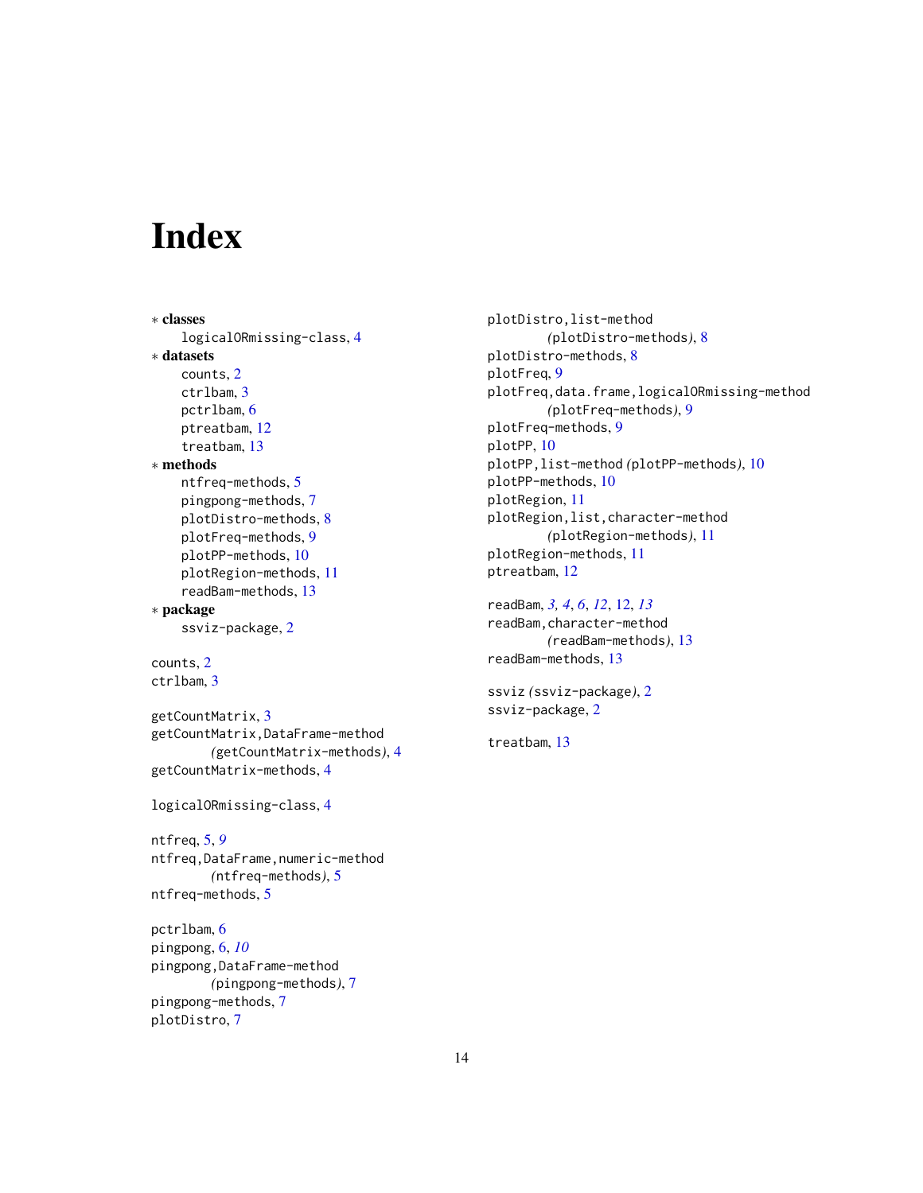# Index

∗ **classes**
  logicalORmissing-class, 4

∗ **datasets**
  counts, 2
  ctrlbam, 3
  pctrlbam, 6
  ptreatbam, 12
  treatbam, 13

∗ **methods**
  ntfreq-methods, 5
  pingpong-methods, 7
  plotDistro-methods, 8
  plotFreq-methods, 9
  plotPP-methods, 10
  plotRegion-methods, 11
  readBam-methods, 13

∗ **package**
  ssviz-package, 2

counts, 2
ctrlbam, 3

getCountMatrix, 3
getCountMatrix,DataFrame-method
    *(*getCountMatrix-methods*)*, 4
getCountMatrix-methods, 4

logicalORmissing-class, 4

ntfreq, 5, *9*
ntfreq,DataFrame,numeric-method
    *(*ntfreq-methods*)*, 5
ntfreq-methods, 5

pctrlbam, 6
pingpong, 6, *10*
pingpong,DataFrame-method
    *(*pingpong-methods*)*, 7
pingpong-methods, 7
plotDistro, 7
plotDistro,list-method
    *(*plotDistro-methods*)*, 8
plotDistro-methods, 8
plotFreq, 9
plotFreq,data.frame,logicalORmissing-method
    *(*plotFreq-methods*)*, 9
plotFreq-methods, 9
plotPP, 10
plotPP,list-method *(*plotPP-methods*)*, 10
plotPP-methods, 10
plotRegion, 11
plotRegion,list,character-method
    *(*plotRegion-methods*)*, 11
plotRegion-methods, 11
ptreatbam, 12

readBam, *3, 4*, *6*, *12*, 12, *13*
readBam,character-method
    *(*readBam-methods*)*, 13
readBam-methods, 13

ssviz *(*ssviz-package*)*, 2
ssviz-package, 2

treatbam, 13